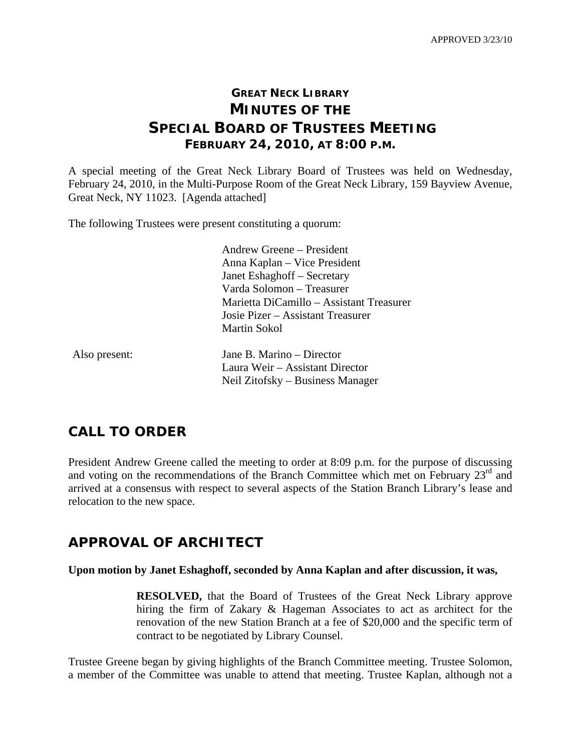APPROVED 3/23/10

# GREAT NECK LIBRARY
# MINUTES OF THE
# SPECIAL BOARD OF TRUSTEES MEETING
## FEBRUARY 24, 2010, AT 8:00 P.M.

A special meeting of the Great Neck Library Board of Trustees was held on Wednesday, February 24, 2010, in the Multi-Purpose Room of the Great Neck Library, 159 Bayview Avenue, Great Neck, NY 11023. [Agenda attached]

The following Trustees were present constituting a quorum:

Andrew Greene – President
Anna Kaplan – Vice President
Janet Eshaghoff – Secretary
Varda Solomon – Treasurer
Marietta DiCamillo – Assistant Treasurer
Josie Pizer – Assistant Treasurer
Martin Sokol

Also present:

Jane B. Marino – Director
Laura Weir – Assistant Director
Neil Zitofsky – Business Manager

## CALL TO ORDER

President Andrew Greene called the meeting to order at 8:09 p.m. for the purpose of discussing and voting on the recommendations of the Branch Committee which met on February 23rd and arrived at a consensus with respect to several aspects of the Station Branch Library's lease and relocation to the new space.

## APPROVAL OF ARCHITECT

**Upon motion by Janet Eshaghoff, seconded by Anna Kaplan and after discussion, it was,**

> **RESOLVED,** that the Board of Trustees of the Great Neck Library approve hiring the firm of Zakary & Hageman Associates to act as architect for the renovation of the new Station Branch at a fee of $20,000 and the specific term of contract to be negotiated by Library Counsel.

Trustee Greene began by giving highlights of the Branch Committee meeting. Trustee Solomon, a member of the Committee was unable to attend that meeting. Trustee Kaplan, although not a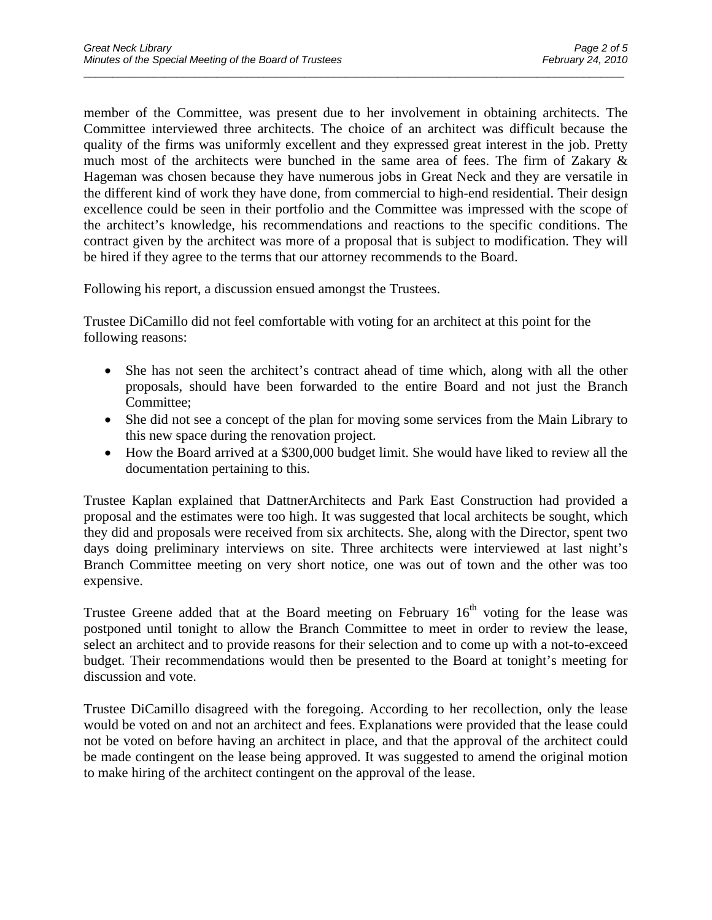member of the Committee, was present due to her involvement in obtaining architects. The Committee interviewed three architects. The choice of an architect was difficult because the quality of the firms was uniformly excellent and they expressed great interest in the job. Pretty much most of the architects were bunched in the same area of fees. The firm of Zakary & Hageman was chosen because they have numerous jobs in Great Neck and they are versatile in the different kind of work they have done, from commercial to high-end residential. Their design excellence could be seen in their portfolio and the Committee was impressed with the scope of the architect's knowledge, his recommendations and reactions to the specific conditions. The contract given by the architect was more of a proposal that is subject to modification. They will be hired if they agree to the terms that our attorney recommends to the Board.

Following his report, a discussion ensued amongst the Trustees.

Trustee DiCamillo did not feel comfortable with voting for an architect at this point for the following reasons:

- She has not seen the architect's contract ahead of time which, along with all the other proposals, should have been forwarded to the entire Board and not just the Branch Committee;
- She did not see a concept of the plan for moving some services from the Main Library to this new space during the renovation project.
- How the Board arrived at a $300,000 budget limit. She would have liked to review all the documentation pertaining to this.

Trustee Kaplan explained that DattnerArchitects and Park East Construction had provided a proposal and the estimates were too high. It was suggested that local architects be sought, which they did and proposals were received from six architects. She, along with the Director, spent two days doing preliminary interviews on site. Three architects were interviewed at last night's Branch Committee meeting on very short notice, one was out of town and the other was too expensive.

Trustee Greene added that at the Board meeting on February 16th voting for the lease was postponed until tonight to allow the Branch Committee to meet in order to review the lease, select an architect and to provide reasons for their selection and to come up with a not-to-exceed budget. Their recommendations would then be presented to the Board at tonight's meeting for discussion and vote.

Trustee DiCamillo disagreed with the foregoing. According to her recollection, only the lease would be voted on and not an architect and fees. Explanations were provided that the lease could not be voted on before having an architect in place, and that the approval of the architect could be made contingent on the lease being approved. It was suggested to amend the original motion to make hiring of the architect contingent on the approval of the lease.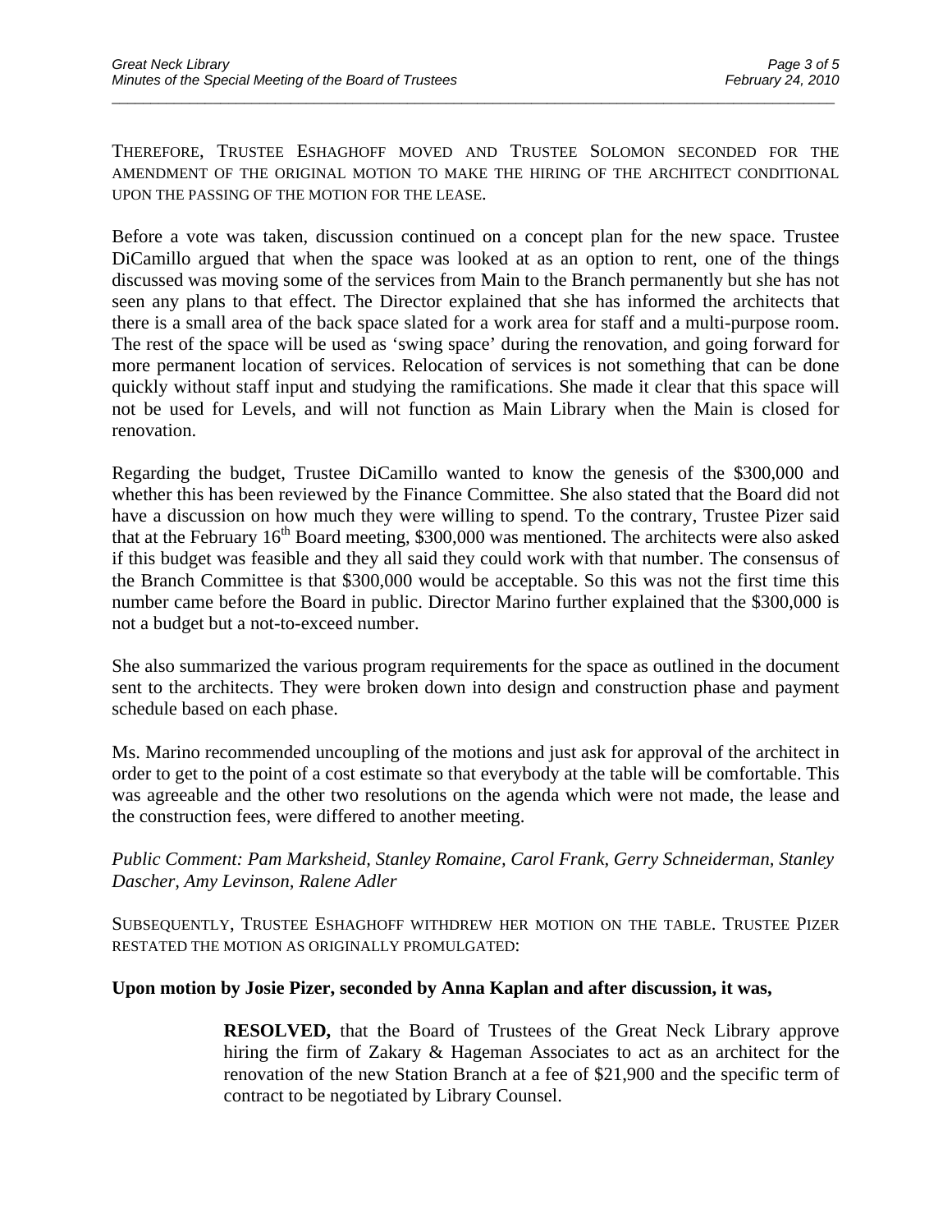THEREFORE, TRUSTEE ESHAGHOFF MOVED AND TRUSTEE SOLOMON SECONDED FOR THE AMENDMENT OF THE ORIGINAL MOTION TO MAKE THE HIRING OF THE ARCHITECT CONDITIONAL UPON THE PASSING OF THE MOTION FOR THE LEASE.

Before a vote was taken, discussion continued on a concept plan for the new space. Trustee DiCamillo argued that when the space was looked at as an option to rent, one of the things discussed was moving some of the services from Main to the Branch permanently but she has not seen any plans to that effect. The Director explained that she has informed the architects that there is a small area of the back space slated for a work area for staff and a multi-purpose room. The rest of the space will be used as 'swing space' during the renovation, and going forward for more permanent location of services. Relocation of services is not something that can be done quickly without staff input and studying the ramifications. She made it clear that this space will not be used for Levels, and will not function as Main Library when the Main is closed for renovation.

Regarding the budget, Trustee DiCamillo wanted to know the genesis of the $300,000 and whether this has been reviewed by the Finance Committee. She also stated that the Board did not have a discussion on how much they were willing to spend. To the contrary, Trustee Pizer said that at the February 16th Board meeting, $300,000 was mentioned. The architects were also asked if this budget was feasible and they all said they could work with that number. The consensus of the Branch Committee is that $300,000 would be acceptable. So this was not the first time this number came before the Board in public. Director Marino further explained that the $300,000 is not a budget but a not-to-exceed number.

She also summarized the various program requirements for the space as outlined in the document sent to the architects. They were broken down into design and construction phase and payment schedule based on each phase.

Ms. Marino recommended uncoupling of the motions and just ask for approval of the architect in order to get to the point of a cost estimate so that everybody at the table will be comfortable. This was agreeable and the other two resolutions on the agenda which were not made, the lease and the construction fees, were differed to another meeting.

*Public Comment: Pam Marksheid, Stanley Romaine, Carol Frank, Gerry Schneiderman, Stanley Dascher, Amy Levinson, Ralene Adler*

SUBSEQUENTLY, TRUSTEE ESHAGHOFF WITHDREW HER MOTION ON THE TABLE. TRUSTEE PIZER RESTATED THE MOTION AS ORIGINALLY PROMULGATED:

**Upon motion by Josie Pizer, seconded by Anna Kaplan and after discussion, it was,**

> **RESOLVED,** that the Board of Trustees of the Great Neck Library approve hiring the firm of Zakary & Hageman Associates to act as an architect for the renovation of the new Station Branch at a fee of $21,900 and the specific term of contract to be negotiated by Library Counsel.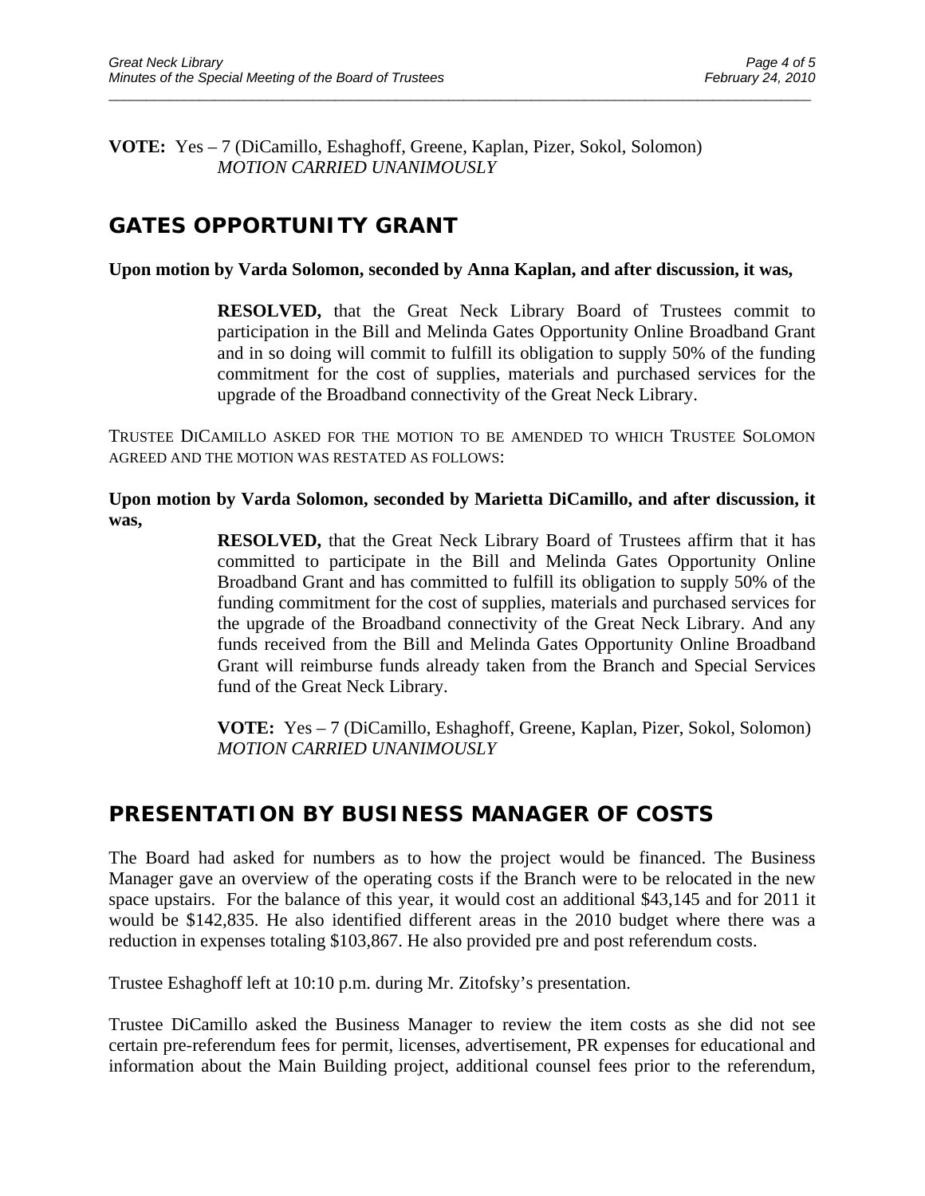**VOTE:** Yes – 7 (DiCamillo, Eshaghoff, Greene, Kaplan, Pizer, Sokol, Solomon)
*MOTION CARRIED UNANIMOUSLY*

## GATES OPPORTUNITY GRANT

**Upon motion by Varda Solomon, seconded by Anna Kaplan, and after discussion, it was,**

> **RESOLVED,** that the Great Neck Library Board of Trustees commit to participation in the Bill and Melinda Gates Opportunity Online Broadband Grant and in so doing will commit to fulfill its obligation to supply 50% of the funding commitment for the cost of supplies, materials and purchased services for the upgrade of the Broadband connectivity of the Great Neck Library.

TRUSTEE DICAMILLO ASKED FOR THE MOTION TO BE AMENDED TO WHICH TRUSTEE SOLOMON AGREED AND THE MOTION WAS RESTATED AS FOLLOWS:

**Upon motion by Varda Solomon, seconded by Marietta DiCamillo, and after discussion, it was,**

> **RESOLVED,** that the Great Neck Library Board of Trustees affirm that it has committed to participate in the Bill and Melinda Gates Opportunity Online Broadband Grant and has committed to fulfill its obligation to supply 50% of the funding commitment for the cost of supplies, materials and purchased services for the upgrade of the Broadband connectivity of the Great Neck Library. And any funds received from the Bill and Melinda Gates Opportunity Online Broadband Grant will reimburse funds already taken from the Branch and Special Services fund of the Great Neck Library.
>
> **VOTE:** Yes – 7 (DiCamillo, Eshaghoff, Greene, Kaplan, Pizer, Sokol, Solomon)
> *MOTION CARRIED UNANIMOUSLY*

## PRESENTATION BY BUSINESS MANAGER OF COSTS

The Board had asked for numbers as to how the project would be financed. The Business Manager gave an overview of the operating costs if the Branch were to be relocated in the new space upstairs. For the balance of this year, it would cost an additional $43,145 and for 2011 it would be $142,835. He also identified different areas in the 2010 budget where there was a reduction in expenses totaling $103,867. He also provided pre and post referendum costs.

Trustee Eshaghoff left at 10:10 p.m. during Mr. Zitofsky's presentation.

Trustee DiCamillo asked the Business Manager to review the item costs as she did not see certain pre-referendum fees for permit, licenses, advertisement, PR expenses for educational and information about the Main Building project, additional counsel fees prior to the referendum,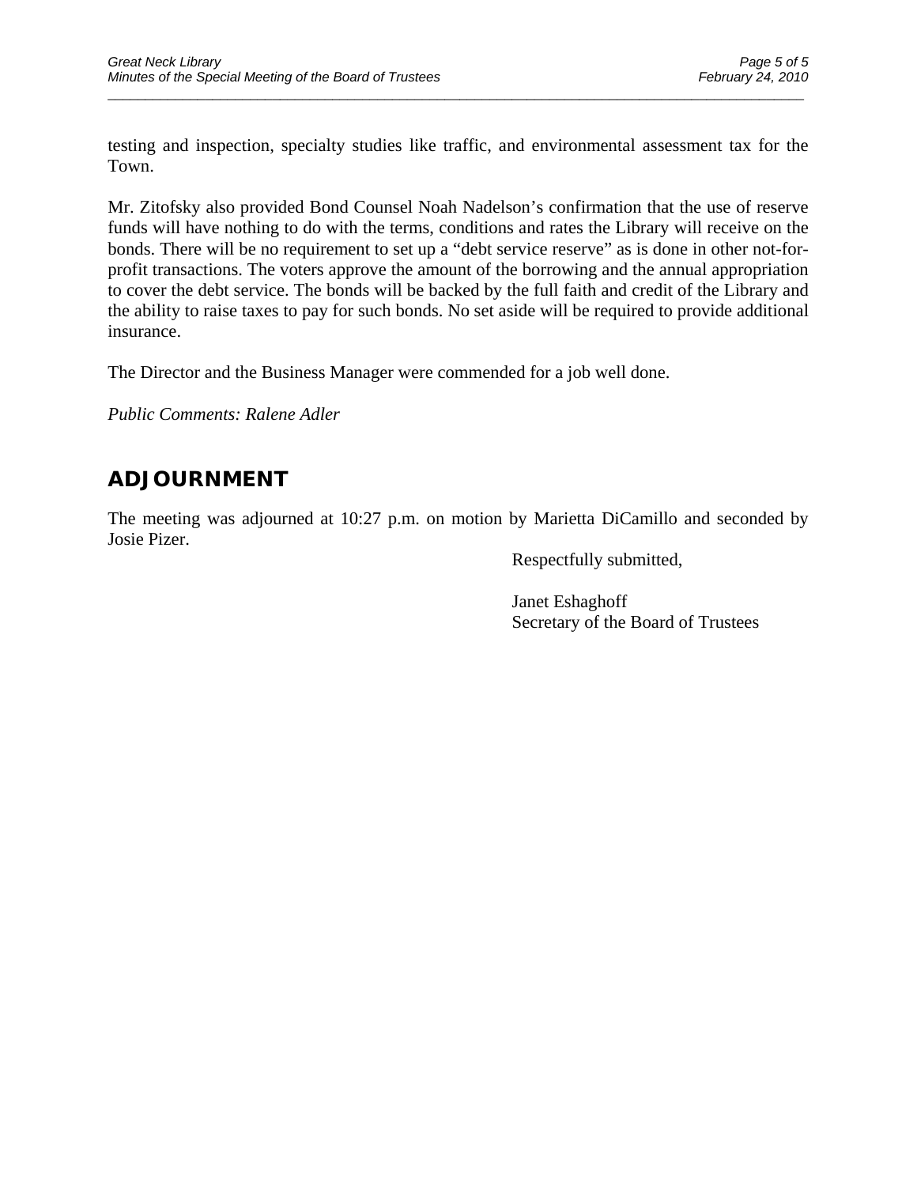testing and inspection, specialty studies like traffic, and environmental assessment tax for the Town.

Mr. Zitofsky also provided Bond Counsel Noah Nadelson's confirmation that the use of reserve funds will have nothing to do with the terms, conditions and rates the Library will receive on the bonds. There will be no requirement to set up a "debt service reserve" as is done in other not-for-profit transactions. The voters approve the amount of the borrowing and the annual appropriation to cover the debt service. The bonds will be backed by the full faith and credit of the Library and the ability to raise taxes to pay for such bonds. No set aside will be required to provide additional insurance.

The Director and the Business Manager were commended for a job well done.

*Public Comments: Ralene Adler*

## ADJOURNMENT

The meeting was adjourned at 10:27 p.m. on motion by Marietta DiCamillo and seconded by Josie Pizer.

Respectfully submitted,

Janet Eshaghoff
Secretary of the Board of Trustees